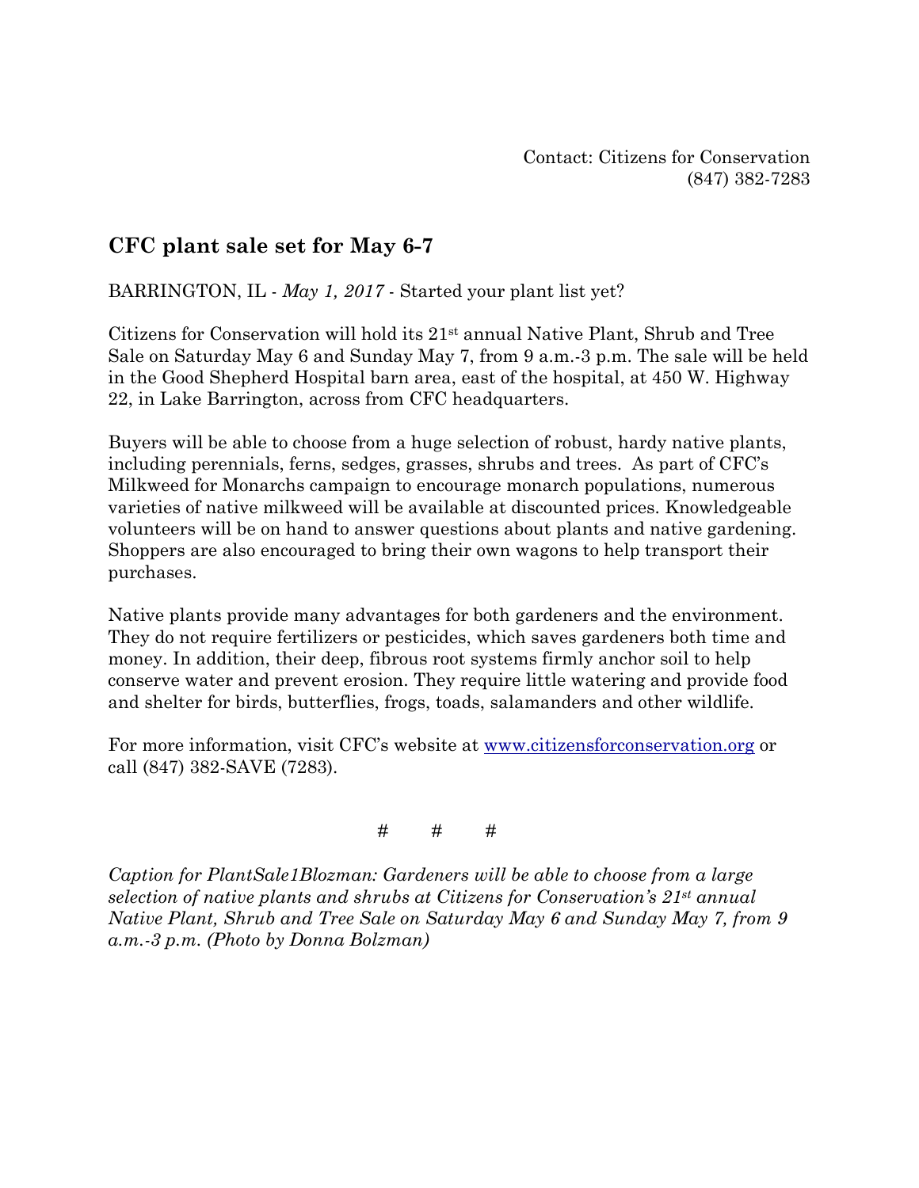Contact: Citizens for Conservation
(847) 382-7283

## CFC plant sale set for May 6-7

BARRINGTON, IL - *May 1, 2017* - Started your plant list yet?

Citizens for Conservation will hold its 21st annual Native Plant, Shrub and Tree Sale on Saturday May 6 and Sunday May 7, from 9 a.m.-3 p.m. The sale will be held in the Good Shepherd Hospital barn area, east of the hospital, at 450 W. Highway 22, in Lake Barrington, across from CFC headquarters.

Buyers will be able to choose from a huge selection of robust, hardy native plants, including perennials, ferns, sedges, grasses, shrubs and trees. As part of CFC's Milkweed for Monarchs campaign to encourage monarch populations, numerous varieties of native milkweed will be available at discounted prices. Knowledgeable volunteers will be on hand to answer questions about plants and native gardening. Shoppers are also encouraged to bring their own wagons to help transport their purchases.

Native plants provide many advantages for both gardeners and the environment. They do not require fertilizers or pesticides, which saves gardeners both time and money. In addition, their deep, fibrous root systems firmly anchor soil to help conserve water and prevent erosion. They require little watering and provide food and shelter for birds, butterflies, frogs, toads, salamanders and other wildlife.

For more information, visit CFC's website at [www.citizensforconservation.org](http://www.citizensforconservation.org) or call (847) 382-SAVE (7283).

# # #

*Caption for PlantSale1Blozman: Gardeners will be able to choose from a large selection of native plants and shrubs at Citizens for Conservation's 21st annual Native Plant, Shrub and Tree Sale on Saturday May 6 and Sunday May 7, from 9 a.m.-3 p.m. (Photo by Donna Bolzman)*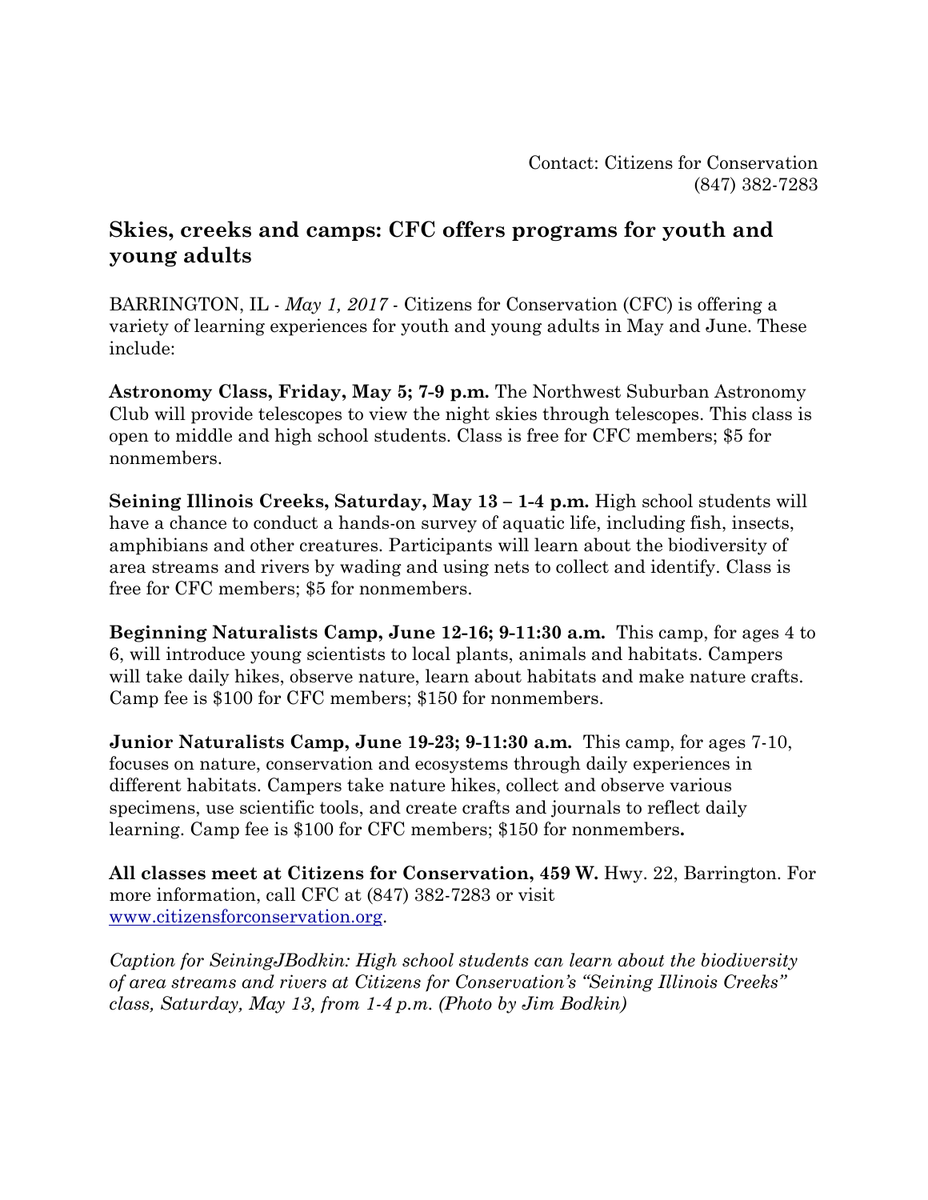Contact: Citizens for Conservation
(847) 382-7283

## Skies, creeks and camps: CFC offers programs for youth and young adults

BARRINGTON, IL - *May 1, 2017* - Citizens for Conservation (CFC) is offering a variety of learning experiences for youth and young adults in May and June. These include:

**Astronomy Class, Friday, May 5; 7-9 p.m.** The Northwest Suburban Astronomy Club will provide telescopes to view the night skies through telescopes. This class is open to middle and high school students. Class is free for CFC members; $5 for nonmembers.

**Seining Illinois Creeks, Saturday, May 13 – 1-4 p.m.** High school students will have a chance to conduct a hands-on survey of aquatic life, including fish, insects, amphibians and other creatures. Participants will learn about the biodiversity of area streams and rivers by wading and using nets to collect and identify. Class is free for CFC members; $5 for nonmembers.

**Beginning Naturalists Camp, June 12-16; 9-11:30 a.m.** This camp, for ages 4 to 6, will introduce young scientists to local plants, animals and habitats. Campers will take daily hikes, observe nature, learn about habitats and make nature crafts. Camp fee is $100 for CFC members; $150 for nonmembers.

**Junior Naturalists Camp, June 19-23; 9-11:30 a.m.** This camp, for ages 7-10, focuses on nature, conservation and ecosystems through daily experiences in different habitats. Campers take nature hikes, collect and observe various specimens, use scientific tools, and create crafts and journals to reflect daily learning. Camp fee is $100 for CFC members; $150 for nonmembers**.**

**All classes meet at Citizens for Conservation, 459 W.** Hwy. 22, Barrington. For more information, call CFC at (847) 382-7283 or visit www.citizensforconservation.org.

*Caption for SeiningJBodkin: High school students can learn about the biodiversity of area streams and rivers at Citizens for Conservation's "Seining Illinois Creeks" class, Saturday, May 13, from 1-4 p.m. (Photo by Jim Bodkin)*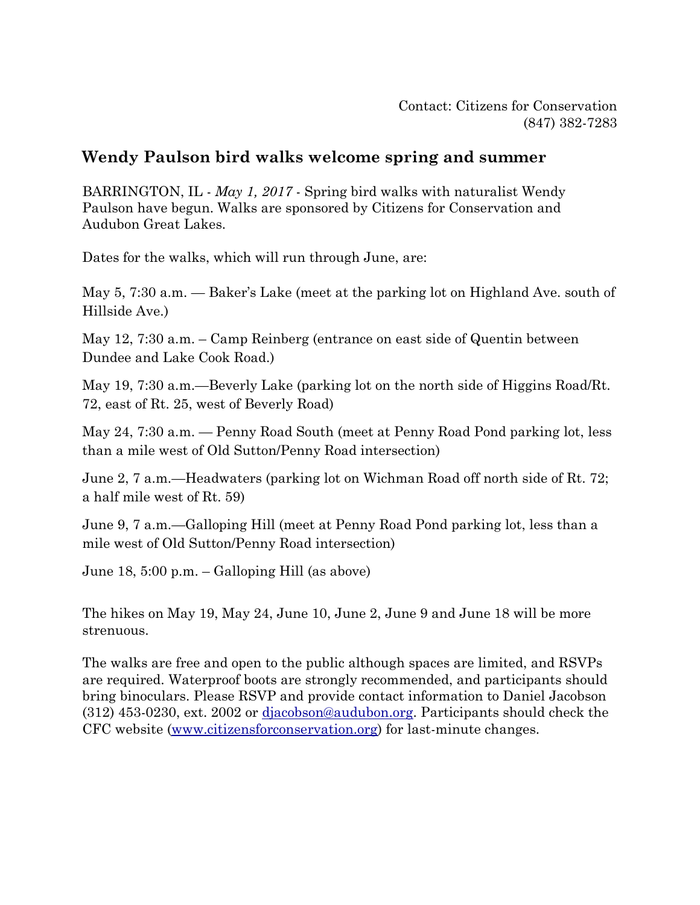Contact: Citizens for Conservation
(847) 382-7283

## Wendy Paulson bird walks welcome spring and summer

BARRINGTON, IL - *May 1, 2017* - Spring bird walks with naturalist Wendy Paulson have begun. Walks are sponsored by Citizens for Conservation and Audubon Great Lakes.

Dates for the walks, which will run through June, are:

May 5, 7:30 a.m. — Baker's Lake (meet at the parking lot on Highland Ave. south of Hillside Ave.)

May 12, 7:30 a.m. – Camp Reinberg (entrance on east side of Quentin between Dundee and Lake Cook Road.)

May 19, 7:30 a.m.—Beverly Lake (parking lot on the north side of Higgins Road/Rt. 72, east of Rt. 25, west of Beverly Road)

May 24, 7:30 a.m. — Penny Road South (meet at Penny Road Pond parking lot, less than a mile west of Old Sutton/Penny Road intersection)

June 2, 7 a.m.—Headwaters (parking lot on Wichman Road off north side of Rt. 72; a half mile west of Rt. 59)

June 9, 7 a.m.—Galloping Hill (meet at Penny Road Pond parking lot, less than a mile west of Old Sutton/Penny Road intersection)

June 18, 5:00 p.m. – Galloping Hill (as above)

The hikes on May 19, May 24, June 10, June 2, June 9 and June 18 will be more strenuous.

The walks are free and open to the public although spaces are limited, and RSVPs are required. Waterproof boots are strongly recommended, and participants should bring binoculars. Please RSVP and provide contact information to Daniel Jacobson (312) 453-0230, ext. 2002 or djacobson@audubon.org. Participants should check the CFC website (www.citizensforconservation.org) for last-minute changes.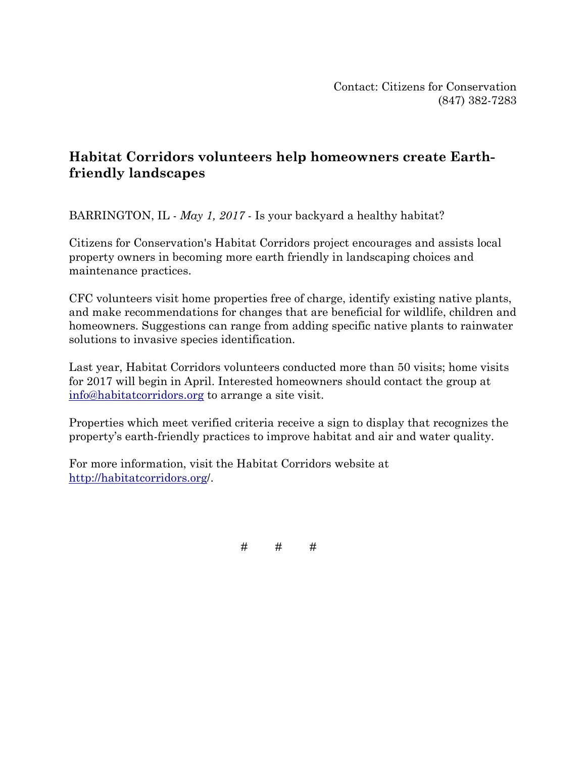Contact: Citizens for Conservation
(847) 382-7283

## Habitat Corridors volunteers help homeowners create Earth-friendly landscapes

BARRINGTON, IL - *May 1, 2017* - Is your backyard a healthy habitat?

Citizens for Conservation's Habitat Corridors project encourages and assists local property owners in becoming more earth friendly in landscaping choices and maintenance practices.

CFC volunteers visit home properties free of charge, identify existing native plants, and make recommendations for changes that are beneficial for wildlife, children and homeowners. Suggestions can range from adding specific native plants to rainwater solutions to invasive species identification.

Last year, Habitat Corridors volunteers conducted more than 50 visits; home visits for 2017 will begin in April. Interested homeowners should contact the group at info@habitatcorridors.org to arrange a site visit.

Properties which meet verified criteria receive a sign to display that recognizes the property's earth-friendly practices to improve habitat and air and water quality.

For more information, visit the Habitat Corridors website at http://habitatcorridors.org/.

# # #